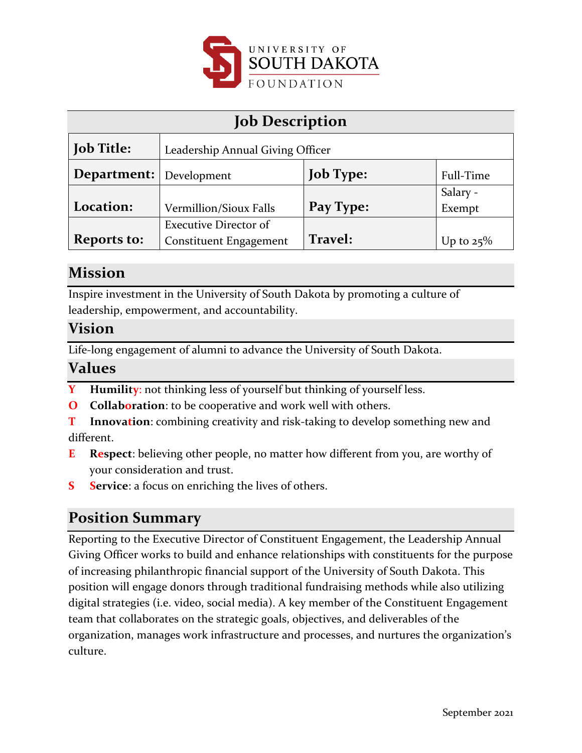UNIVERSITY OF SOUTH DAKOTA FOUNDATION

| Job Description | | | |
|---|---|---|---|
| **Job Title:** | Leadership Annual Giving Officer | | |
| **Department:** | Development | **Job Type:** | Full-Time |
| **Location:** | Vermillion/Sioux Falls | **Pay Type:** | Salary - Exempt |
| **Reports to:** | Executive Director of Constituent Engagement | **Travel:** | Up to 25% |

## Mission

Inspire investment in the University of South Dakota by promoting a culture of leadership, empowerment, and accountability.

## Vision

Life-long engagement of alumni to advance the University of South Dakota.

## Values

**Y** **Humility**: not thinking less of yourself but thinking of yourself less.

**O** **Collaboration**: to be cooperative and work well with others.

**T** **Innovation**: combining creativity and risk-taking to develop something new and different.

**E** **Respect**: believing other people, no matter how different from you, are worthy of your consideration and trust.

**S** **Service**: a focus on enriching the lives of others.

## Position Summary

Reporting to the Executive Director of Constituent Engagement, the Leadership Annual Giving Officer works to build and enhance relationships with constituents for the purpose of increasing philanthropic financial support of the University of South Dakota. This position will engage donors through traditional fundraising methods while also utilizing digital strategies (i.e. video, social media). A key member of the Constituent Engagement team that collaborates on the strategic goals, objectives, and deliverables of the organization, manages work infrastructure and processes, and nurtures the organization's culture.

September 2021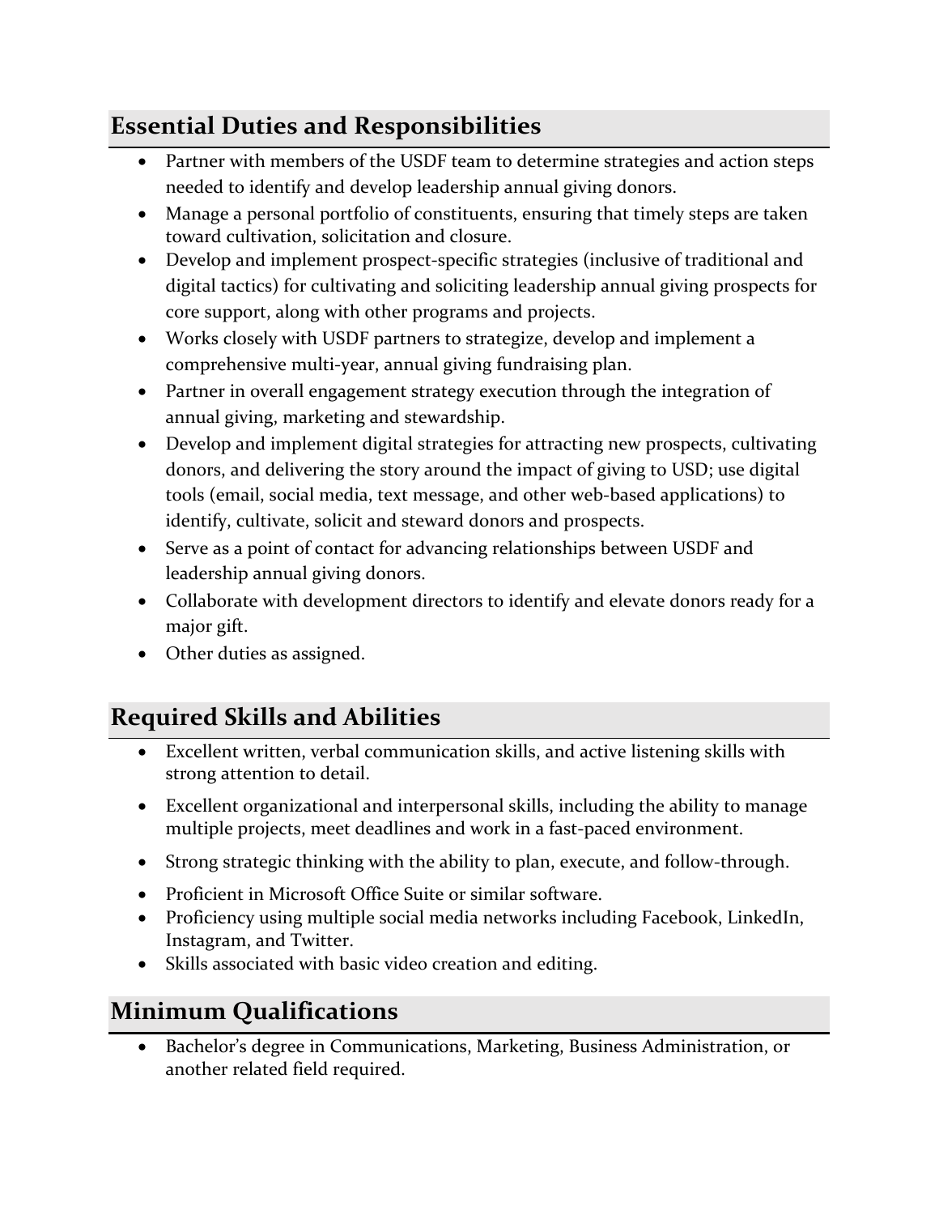## Essential Duties and Responsibilities

- Partner with members of the USDF team to determine strategies and action steps needed to identify and develop leadership annual giving donors.
- Manage a personal portfolio of constituents, ensuring that timely steps are taken toward cultivation, solicitation and closure.
- Develop and implement prospect-specific strategies (inclusive of traditional and digital tactics) for cultivating and soliciting leadership annual giving prospects for core support, along with other programs and projects.
- Works closely with USDF partners to strategize, develop and implement a comprehensive multi-year, annual giving fundraising plan.
- Partner in overall engagement strategy execution through the integration of annual giving, marketing and stewardship.
- Develop and implement digital strategies for attracting new prospects, cultivating donors, and delivering the story around the impact of giving to USD; use digital tools (email, social media, text message, and other web-based applications) to identify, cultivate, solicit and steward donors and prospects.
- Serve as a point of contact for advancing relationships between USDF and leadership annual giving donors.
- Collaborate with development directors to identify and elevate donors ready for a major gift.
- Other duties as assigned.

## Required Skills and Abilities

- Excellent written, verbal communication skills, and active listening skills with strong attention to detail.
- Excellent organizational and interpersonal skills, including the ability to manage multiple projects, meet deadlines and work in a fast-paced environment.
- Strong strategic thinking with the ability to plan, execute, and follow-through.
- Proficient in Microsoft Office Suite or similar software.
- Proficiency using multiple social media networks including Facebook, LinkedIn, Instagram, and Twitter.
- Skills associated with basic video creation and editing.

## Minimum Qualifications

- Bachelor's degree in Communications, Marketing, Business Administration, or another related field required.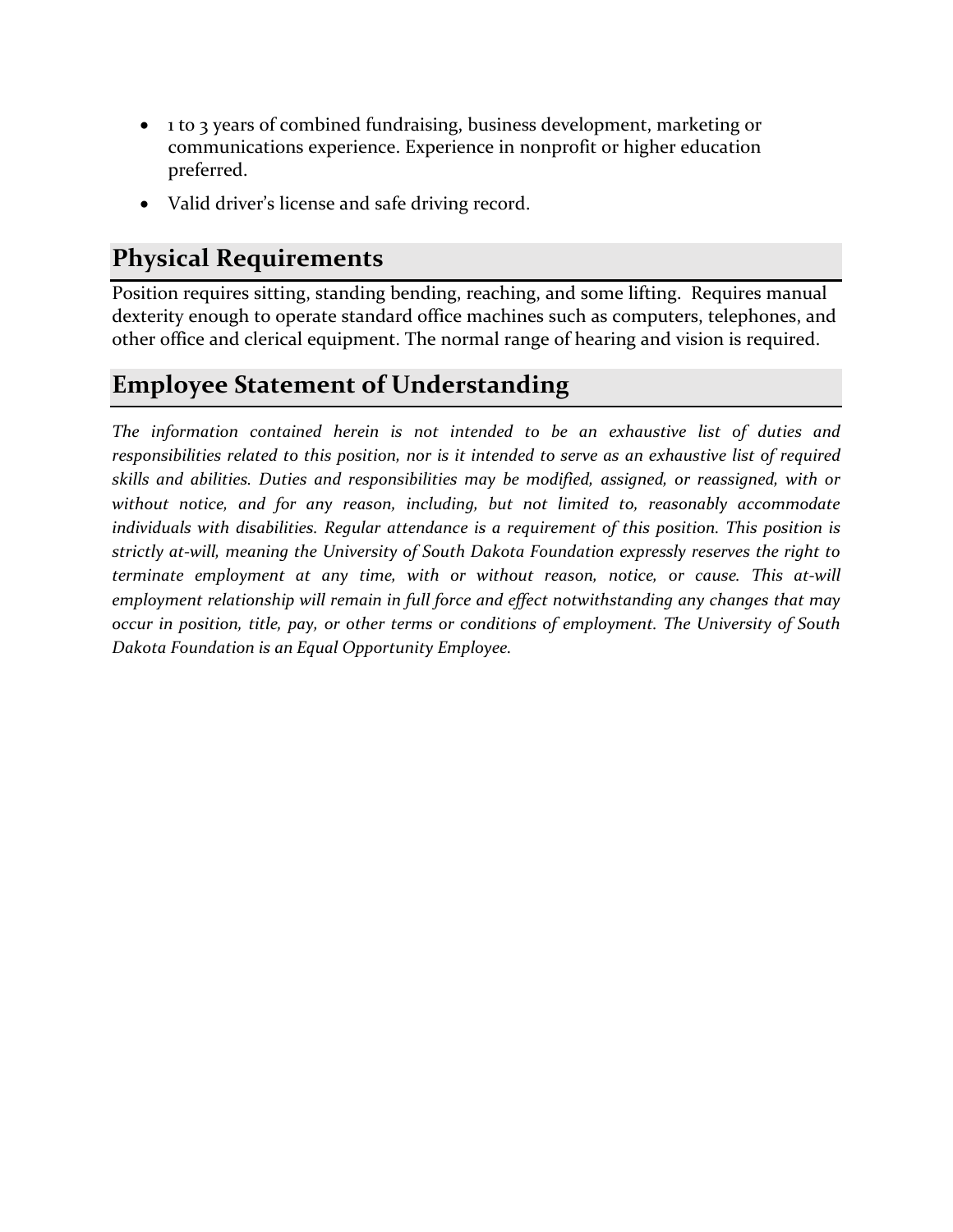- 1 to 3 years of combined fundraising, business development, marketing or communications experience. Experience in nonprofit or higher education preferred.
- Valid driver's license and safe driving record.

## Physical Requirements

Position requires sitting, standing bending, reaching, and some lifting. Requires manual dexterity enough to operate standard office machines such as computers, telephones, and other office and clerical equipment. The normal range of hearing and vision is required.

## Employee Statement of Understanding

*The information contained herein is not intended to be an exhaustive list of duties and responsibilities related to this position, nor is it intended to serve as an exhaustive list of required skills and abilities. Duties and responsibilities may be modified, assigned, or reassigned, with or without notice, and for any reason, including, but not limited to, reasonably accommodate individuals with disabilities. Regular attendance is a requirement of this position. This position is strictly at-will, meaning the University of South Dakota Foundation expressly reserves the right to terminate employment at any time, with or without reason, notice, or cause. This at-will employment relationship will remain in full force and effect notwithstanding any changes that may occur in position, title, pay, or other terms or conditions of employment. The University of South Dakota Foundation is an Equal Opportunity Employee.*